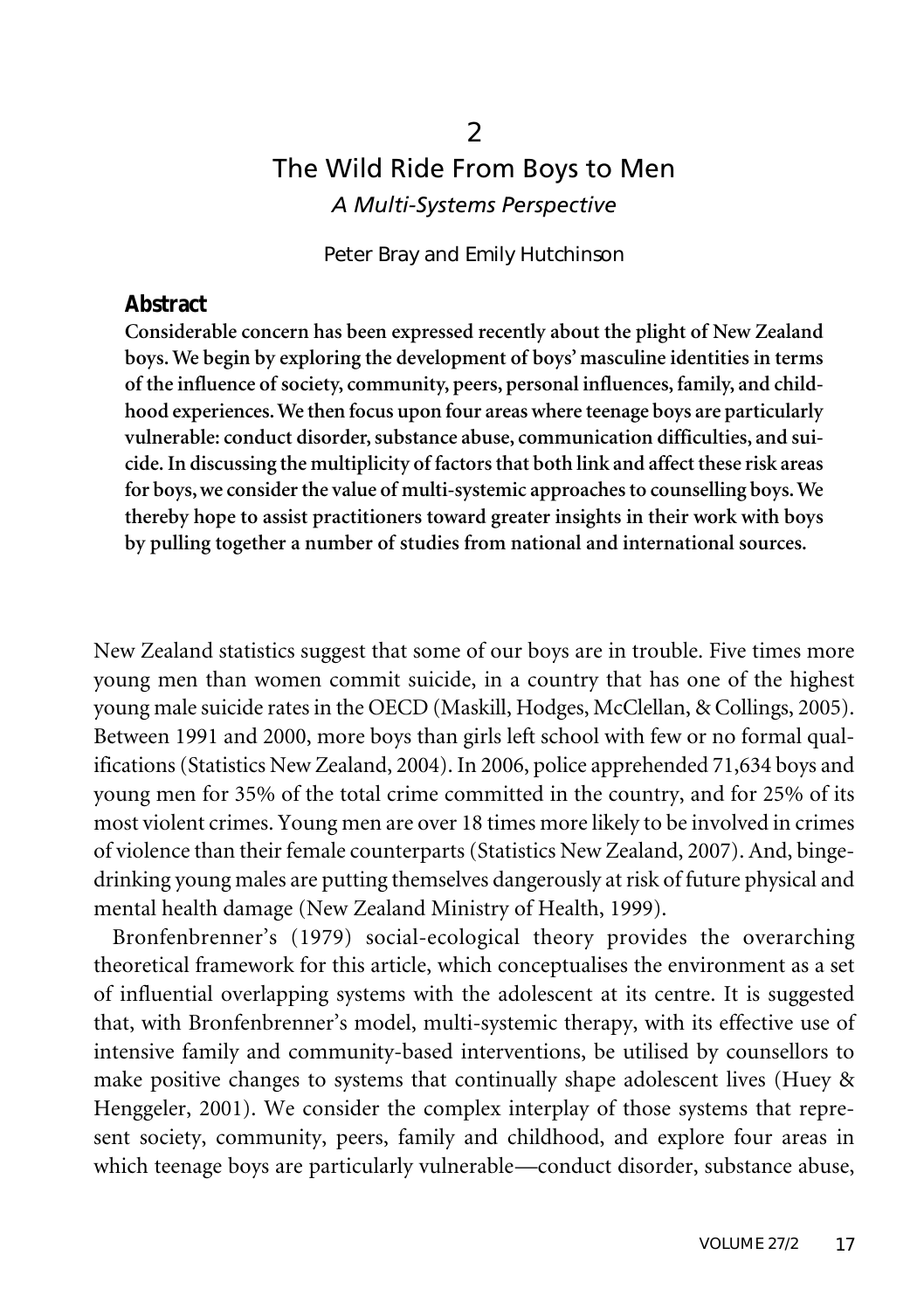2

# The Wild Ride From Boys to Men

*A Multi-Systems Perspective*

Peter Bray and Emily Hutchinson

## Abstract

**Considerable concern has been expressed recently about the plight of New Zealand boys. We begin by exploring the development of boys' masculine identities in terms of the influence of society, community, peers, personal influences, family, and childhood experiences. We then focus upon four areas where teenage boys are particularly vulnerable: conduct disorder, substance abuse, communication difficulties, and suicide. In discussing the multiplicity of factors that both link and affect these risk areas for boys, we consider the value of multi-systemic approaches to counselling boys. We thereby hope to assist practitioners toward greater insights in their work with boys by pulling together a number of studies from national and international sources.**

New Zealand statistics suggest that some of our boys are in trouble. Five times more young men than women commit suicide, in a country that has one of the highest young male suicide rates in the OECD (Maskill, Hodges, McClellan, & Collings, 2005). Between 1991 and 2000, more boys than girls left school with few or no formal qualifications (Statistics New Zealand, 2004). In 2006, police apprehended 71,634 boys and young men for 35% of the total crime committed in the country, and for 25% of its most violent crimes. Young men are over 18 times more likely to be involved in crimes of violence than their female counterparts (Statistics New Zealand, 2007). And, binge-drinking young males are putting themselves dangerously at risk of future physical and mental health damage (New Zealand Ministry of Health, 1999).

Bronfenbrenner's (1979) social-ecological theory provides the overarching theoretical framework for this article, which conceptualises the environment as a set of influential overlapping systems with the adolescent at its centre. It is suggested that, with Bronfenbrenner's model, multi-systemic therapy, with its effective use of intensive family and community-based interventions, be utilised by counsellors to make positive changes to systems that continually shape adolescent lives (Huey & Henggeler, 2001). We consider the complex interplay of those systems that represent society, community, peers, family and childhood, and explore four areas in which teenage boys are particularly vulnerable—conduct disorder, substance abuse,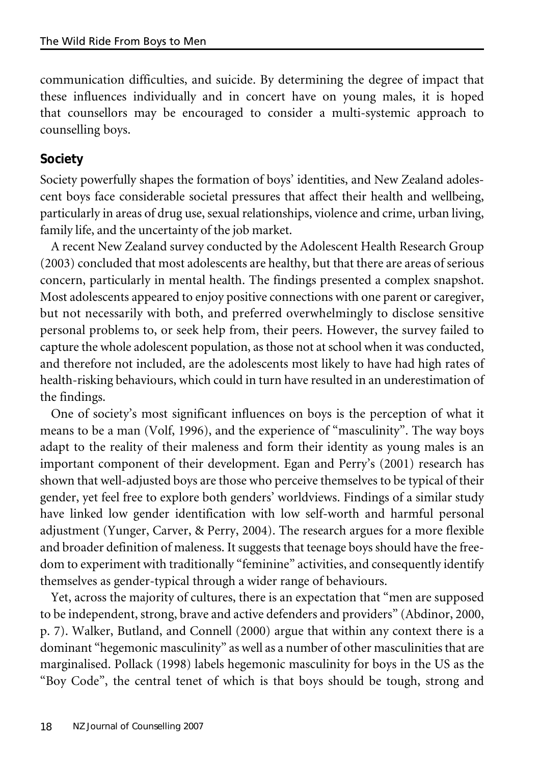communication difficulties, and suicide. By determining the degree of impact that these influences individually and in concert have on young males, it is hoped that counsellors may be encouraged to consider a multi-systemic approach to counselling boys.

## Society

Society powerfully shapes the formation of boys' identities, and New Zealand adolescent boys face considerable societal pressures that affect their health and wellbeing, particularly in areas of drug use, sexual relationships, violence and crime, urban living, family life, and the uncertainty of the job market.

A recent New Zealand survey conducted by the Adolescent Health Research Group (2003) concluded that most adolescents are healthy, but that there are areas of serious concern, particularly in mental health. The findings presented a complex snapshot. Most adolescents appeared to enjoy positive connections with one parent or caregiver, but not necessarily with both, and preferred overwhelmingly to disclose sensitive personal problems to, or seek help from, their peers. However, the survey failed to capture the whole adolescent population, as those not at school when it was conducted, and therefore not included, are the adolescents most likely to have had high rates of health-risking behaviours, which could in turn have resulted in an underestimation of the findings.

One of society's most significant influences on boys is the perception of what it means to be a man (Volf, 1996), and the experience of "masculinity". The way boys adapt to the reality of their maleness and form their identity as young males is an important component of their development. Egan and Perry's (2001) research has shown that well-adjusted boys are those who perceive themselves to be typical of their gender, yet feel free to explore both genders' worldviews. Findings of a similar study have linked low gender identification with low self-worth and harmful personal adjustment (Yunger, Carver, & Perry, 2004). The research argues for a more flexible and broader definition of maleness. It suggests that teenage boys should have the freedom to experiment with traditionally "feminine" activities, and consequently identify themselves as gender-typical through a wider range of behaviours.

Yet, across the majority of cultures, there is an expectation that "men are supposed to be independent, strong, brave and active defenders and providers" (Abdinor, 2000, p. 7). Walker, Butland, and Connell (2000) argue that within any context there is a dominant "hegemonic masculinity" as well as a number of other masculinities that are marginalised. Pollack (1998) labels hegemonic masculinity for boys in the US as the "Boy Code", the central tenet of which is that boys should be tough, strong and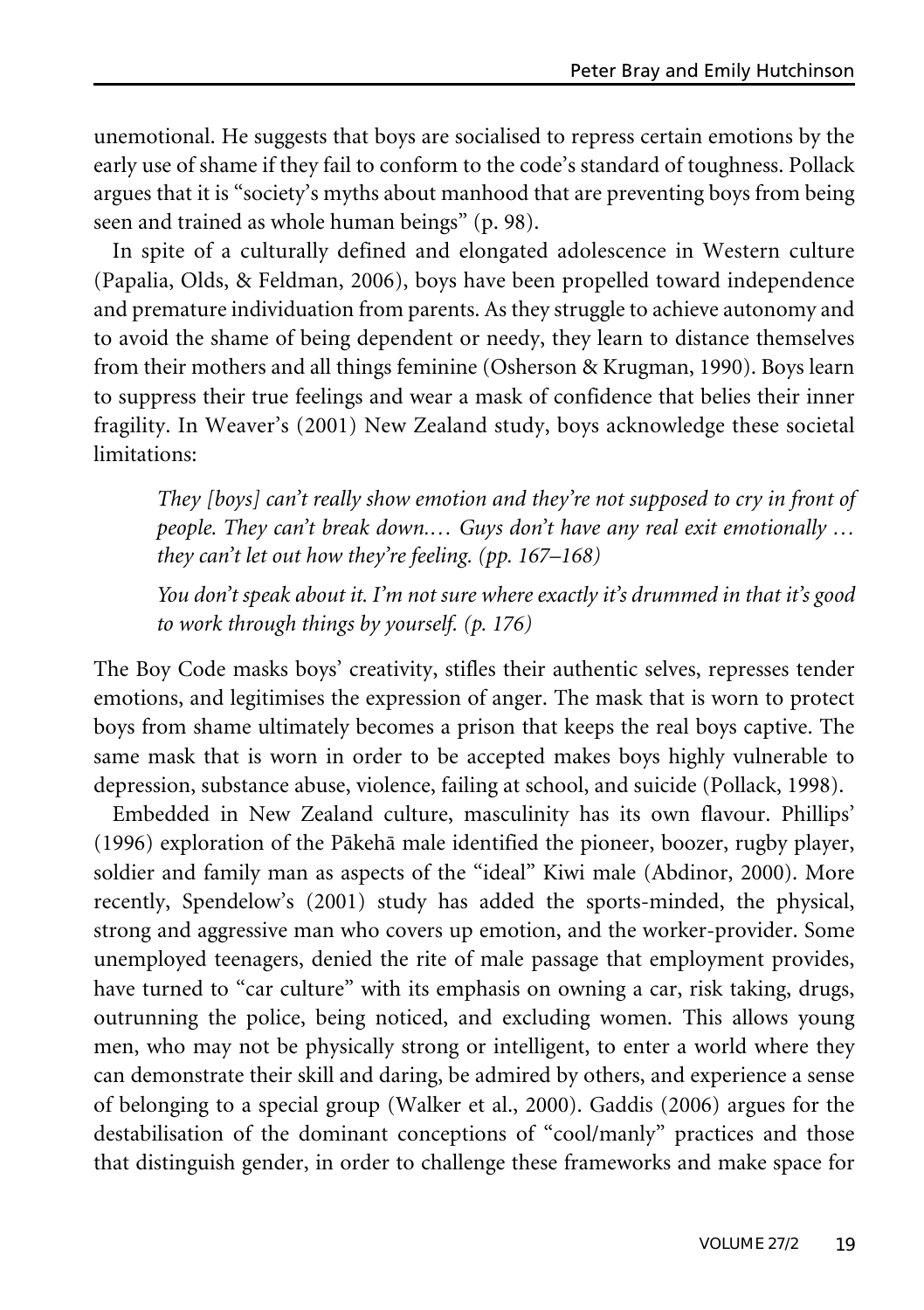unemotional. He suggests that boys are socialised to repress certain emotions by the early use of shame if they fail to conform to the code's standard of toughness. Pollack argues that it is "society's myths about manhood that are preventing boys from being seen and trained as whole human beings" (p. 98).

In spite of a culturally defined and elongated adolescence in Western culture (Papalia, Olds, & Feldman, 2006), boys have been propelled toward independence and premature individuation from parents. As they struggle to achieve autonomy and to avoid the shame of being dependent or needy, they learn to distance themselves from their mothers and all things feminine (Osherson & Krugman, 1990). Boys learn to suppress their true feelings and wear a mask of confidence that belies their inner fragility. In Weaver's (2001) New Zealand study, boys acknowledge these societal limitations:

> *They [boys] can't really show emotion and they're not supposed to cry in front of people. They can't break down.… Guys don't have any real exit emotionally … they can't let out how they're feeling. (pp. 167–168)*
>
> *You don't speak about it. I'm not sure where exactly it's drummed in that it's good to work through things by yourself. (p. 176)*

The Boy Code masks boys' creativity, stifles their authentic selves, represses tender emotions, and legitimises the expression of anger. The mask that is worn to protect boys from shame ultimately becomes a prison that keeps the real boys captive. The same mask that is worn in order to be accepted makes boys highly vulnerable to depression, substance abuse, violence, failing at school, and suicide (Pollack, 1998).

Embedded in New Zealand culture, masculinity has its own flavour. Phillips' (1996) exploration of the Pākehā male identified the pioneer, boozer, rugby player, soldier and family man as aspects of the "ideal" Kiwi male (Abdinor, 2000). More recently, Spendelow's (2001) study has added the sports-minded, the physical, strong and aggressive man who covers up emotion, and the worker-provider. Some unemployed teenagers, denied the rite of male passage that employment provides, have turned to "car culture" with its emphasis on owning a car, risk taking, drugs, outrunning the police, being noticed, and excluding women. This allows young men, who may not be physically strong or intelligent, to enter a world where they can demonstrate their skill and daring, be admired by others, and experience a sense of belonging to a special group (Walker et al., 2000). Gaddis (2006) argues for the destabilisation of the dominant conceptions of "cool/manly" practices and those that distinguish gender, in order to challenge these frameworks and make space for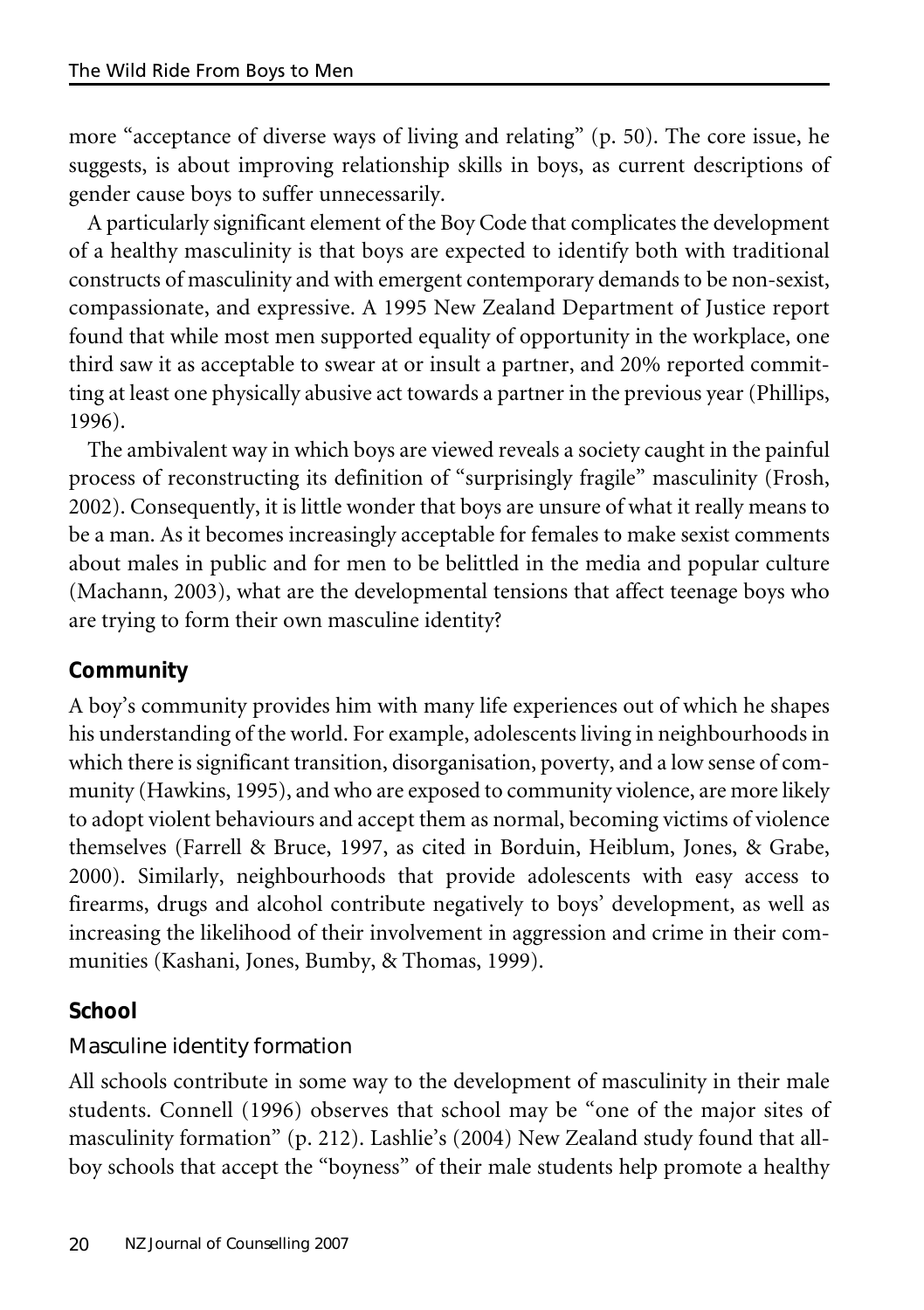more "acceptance of diverse ways of living and relating" (p. 50). The core issue, he suggests, is about improving relationship skills in boys, as current descriptions of gender cause boys to suffer unnecessarily.

A particularly significant element of the Boy Code that complicates the development of a healthy masculinity is that boys are expected to identify both with traditional constructs of masculinity and with emergent contemporary demands to be non-sexist, compassionate, and expressive. A 1995 New Zealand Department of Justice report found that while most men supported equality of opportunity in the workplace, one third saw it as acceptable to swear at or insult a partner, and 20% reported committing at least one physically abusive act towards a partner in the previous year (Phillips, 1996).

The ambivalent way in which boys are viewed reveals a society caught in the painful process of reconstructing its definition of "surprisingly fragile" masculinity (Frosh, 2002). Consequently, it is little wonder that boys are unsure of what it really means to be a man. As it becomes increasingly acceptable for females to make sexist comments about males in public and for men to be belittled in the media and popular culture (Machann, 2003), what are the developmental tensions that affect teenage boys who are trying to form their own masculine identity?

## Community

A boy's community provides him with many life experiences out of which he shapes his understanding of the world. For example, adolescents living in neighbourhoods in which there is significant transition, disorganisation, poverty, and a low sense of community (Hawkins, 1995), and who are exposed to community violence, are more likely to adopt violent behaviours and accept them as normal, becoming victims of violence themselves (Farrell & Bruce, 1997, as cited in Borduin, Heiblum, Jones, & Grabe, 2000). Similarly, neighbourhoods that provide adolescents with easy access to firearms, drugs and alcohol contribute negatively to boys' development, as well as increasing the likelihood of their involvement in aggression and crime in their communities (Kashani, Jones, Bumby, & Thomas, 1999).

## School

### Masculine identity formation

All schools contribute in some way to the development of masculinity in their male students. Connell (1996) observes that school may be "one of the major sites of masculinity formation" (p. 212). Lashlie's (2004) New Zealand study found that all-boy schools that accept the "boyness" of their male students help promote a healthy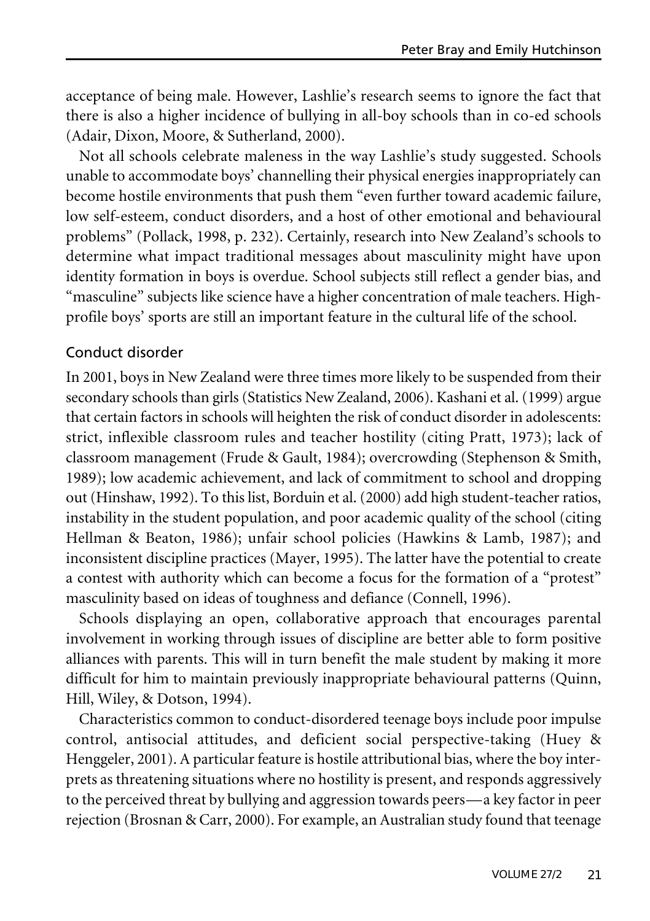acceptance of being male. However, Lashlie's research seems to ignore the fact that there is also a higher incidence of bullying in all-boy schools than in co-ed schools (Adair, Dixon, Moore, & Sutherland, 2000).

Not all schools celebrate maleness in the way Lashlie's study suggested. Schools unable to accommodate boys' channelling their physical energies inappropriately can become hostile environments that push them "even further toward academic failure, low self-esteem, conduct disorders, and a host of other emotional and behavioural problems" (Pollack, 1998, p. 232). Certainly, research into New Zealand's schools to determine what impact traditional messages about masculinity might have upon identity formation in boys is overdue. School subjects still reflect a gender bias, and "masculine" subjects like science have a higher concentration of male teachers. High-profile boys' sports are still an important feature in the cultural life of the school.

## Conduct disorder

In 2001, boys in New Zealand were three times more likely to be suspended from their secondary schools than girls (Statistics New Zealand, 2006). Kashani et al. (1999) argue that certain factors in schools will heighten the risk of conduct disorder in adolescents: strict, inflexible classroom rules and teacher hostility (citing Pratt, 1973); lack of classroom management (Frude & Gault, 1984); overcrowding (Stephenson & Smith, 1989); low academic achievement, and lack of commitment to school and dropping out (Hinshaw, 1992). To this list, Borduin et al. (2000) add high student-teacher ratios, instability in the student population, and poor academic quality of the school (citing Hellman & Beaton, 1986); unfair school policies (Hawkins & Lamb, 1987); and inconsistent discipline practices (Mayer, 1995). The latter have the potential to create a contest with authority which can become a focus for the formation of a "protest" masculinity based on ideas of toughness and defiance (Connell, 1996).

Schools displaying an open, collaborative approach that encourages parental involvement in working through issues of discipline are better able to form positive alliances with parents. This will in turn benefit the male student by making it more difficult for him to maintain previously inappropriate behavioural patterns (Quinn, Hill, Wiley, & Dotson, 1994).

Characteristics common to conduct-disordered teenage boys include poor impulse control, antisocial attitudes, and deficient social perspective-taking (Huey & Henggeler, 2001). A particular feature is hostile attributional bias, where the boy interprets as threatening situations where no hostility is present, and responds aggressively to the perceived threat by bullying and aggression towards peers—a key factor in peer rejection (Brosnan & Carr, 2000). For example, an Australian study found that teenage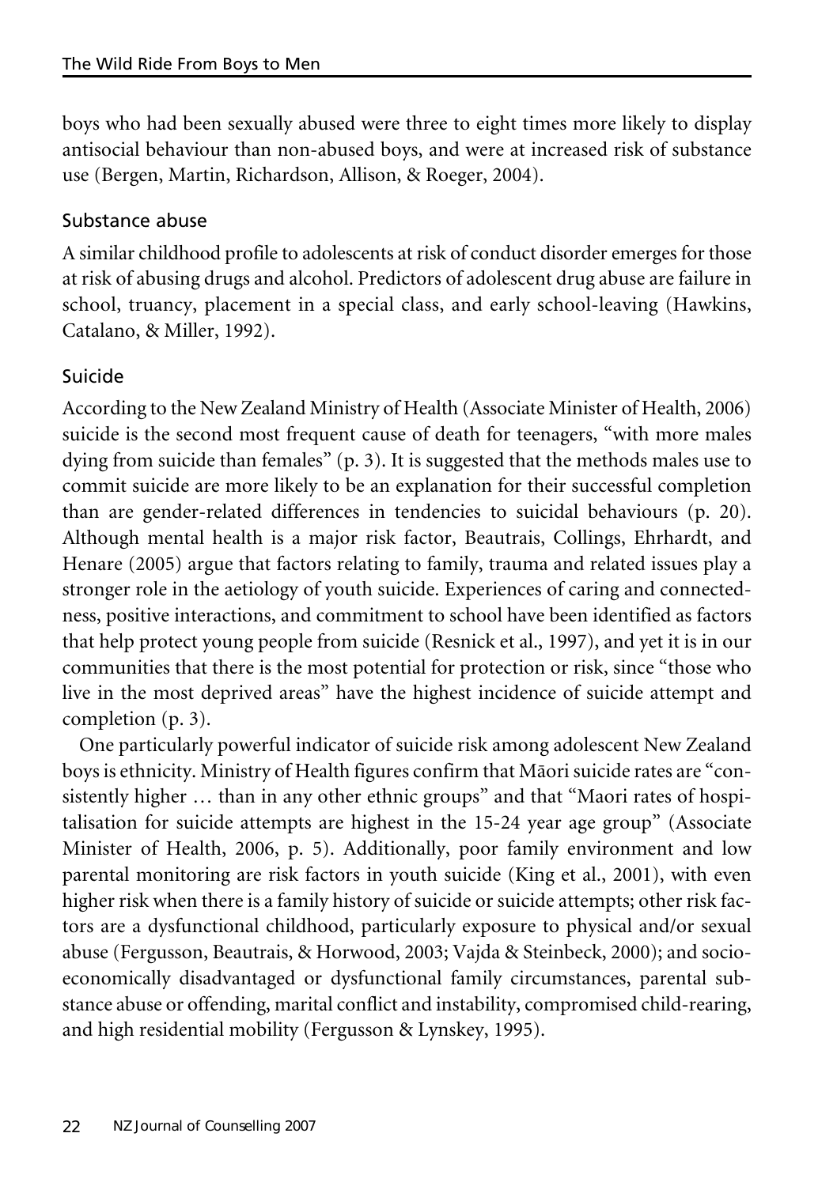boys who had been sexually abused were three to eight times more likely to display antisocial behaviour than non-abused boys, and were at increased risk of substance use (Bergen, Martin, Richardson, Allison, & Roeger, 2004).

### Substance abuse

A similar childhood profile to adolescents at risk of conduct disorder emerges for those at risk of abusing drugs and alcohol. Predictors of adolescent drug abuse are failure in school, truancy, placement in a special class, and early school-leaving (Hawkins, Catalano, & Miller, 1992).

### Suicide

According to the New Zealand Ministry of Health (Associate Minister of Health, 2006) suicide is the second most frequent cause of death for teenagers, "with more males dying from suicide than females" (p. 3). It is suggested that the methods males use to commit suicide are more likely to be an explanation for their successful completion than are gender-related differences in tendencies to suicidal behaviours (p. 20). Although mental health is a major risk factor, Beautrais, Collings, Ehrhardt, and Henare (2005) argue that factors relating to family, trauma and related issues play a stronger role in the aetiology of youth suicide. Experiences of caring and connectedness, positive interactions, and commitment to school have been identified as factors that help protect young people from suicide (Resnick et al., 1997), and yet it is in our communities that there is the most potential for protection or risk, since "those who live in the most deprived areas" have the highest incidence of suicide attempt and completion (p. 3).

One particularly powerful indicator of suicide risk among adolescent New Zealand boys is ethnicity. Ministry of Health figures confirm that Māori suicide rates are "consistently higher … than in any other ethnic groups" and that "Maori rates of hospitalisation for suicide attempts are highest in the 15-24 year age group" (Associate Minister of Health, 2006, p. 5). Additionally, poor family environment and low parental monitoring are risk factors in youth suicide (King et al., 2001), with even higher risk when there is a family history of suicide or suicide attempts; other risk factors are a dysfunctional childhood, particularly exposure to physical and/or sexual abuse (Fergusson, Beautrais, & Horwood, 2003; Vajda & Steinbeck, 2000); and socioeconomically disadvantaged or dysfunctional family circumstances, parental substance abuse or offending, marital conflict and instability, compromised child-rearing, and high residential mobility (Fergusson & Lynskey, 1995).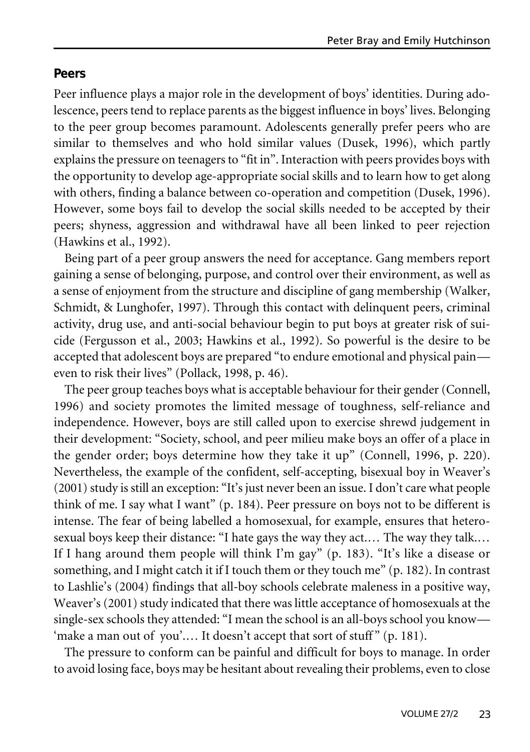## Peers

Peer influence plays a major role in the development of boys' identities. During adolescence, peers tend to replace parents as the biggest influence in boys' lives. Belonging to the peer group becomes paramount. Adolescents generally prefer peers who are similar to themselves and who hold similar values (Dusek, 1996), which partly explains the pressure on teenagers to "fit in". Interaction with peers provides boys with the opportunity to develop age-appropriate social skills and to learn how to get along with others, finding a balance between co-operation and competition (Dusek, 1996). However, some boys fail to develop the social skills needed to be accepted by their peers; shyness, aggression and withdrawal have all been linked to peer rejection (Hawkins et al., 1992).

Being part of a peer group answers the need for acceptance. Gang members report gaining a sense of belonging, purpose, and control over their environment, as well as a sense of enjoyment from the structure and discipline of gang membership (Walker, Schmidt, & Lunghofer, 1997). Through this contact with delinquent peers, criminal activity, drug use, and anti-social behaviour begin to put boys at greater risk of suicide (Fergusson et al., 2003; Hawkins et al., 1992). So powerful is the desire to be accepted that adolescent boys are prepared "to endure emotional and physical pain—even to risk their lives" (Pollack, 1998, p. 46).

The peer group teaches boys what is acceptable behaviour for their gender (Connell, 1996) and society promotes the limited message of toughness, self-reliance and independence. However, boys are still called upon to exercise shrewd judgement in their development: "Society, school, and peer milieu make boys an offer of a place in the gender order; boys determine how they take it up" (Connell, 1996, p. 220). Nevertheless, the example of the confident, self-accepting, bisexual boy in Weaver's (2001) study is still an exception: "It's just never been an issue. I don't care what people think of me. I say what I want" (p. 184). Peer pressure on boys not to be different is intense. The fear of being labelled a homosexual, for example, ensures that heterosexual boys keep their distance: "I hate gays the way they act.… The way they talk.… If I hang around them people will think I'm gay" (p. 183). "It's like a disease or something, and I might catch it if I touch them or they touch me" (p. 182). In contrast to Lashlie's (2004) findings that all-boy schools celebrate maleness in a positive way, Weaver's (2001) study indicated that there was little acceptance of homosexuals at the single-sex schools they attended: "I mean the school is an all-boys school you know—'make a man out of you'.… It doesn't accept that sort of stuff" (p. 181).

The pressure to conform can be painful and difficult for boys to manage. In order to avoid losing face, boys may be hesitant about revealing their problems, even to close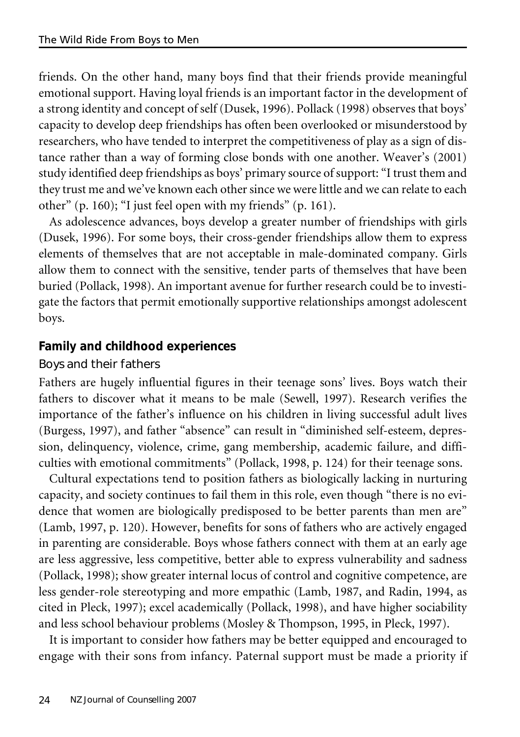friends. On the other hand, many boys find that their friends provide meaningful emotional support. Having loyal friends is an important factor in the development of a strong identity and concept of self (Dusek, 1996). Pollack (1998) observes that boys' capacity to develop deep friendships has often been overlooked or misunderstood by researchers, who have tended to interpret the competitiveness of play as a sign of distance rather than a way of forming close bonds with one another. Weaver's (2001) study identified deep friendships as boys' primary source of support: "I trust them and they trust me and we've known each other since we were little and we can relate to each other" (p. 160); "I just feel open with my friends" (p. 161).

As adolescence advances, boys develop a greater number of friendships with girls (Dusek, 1996). For some boys, their cross-gender friendships allow them to express elements of themselves that are not acceptable in male-dominated company. Girls allow them to connect with the sensitive, tender parts of themselves that have been buried (Pollack, 1998). An important avenue for further research could be to investigate the factors that permit emotionally supportive relationships amongst adolescent boys.

## Family and childhood experiences

### Boys and their fathers

Fathers are hugely influential figures in their teenage sons' lives. Boys watch their fathers to discover what it means to be male (Sewell, 1997). Research verifies the importance of the father's influence on his children in living successful adult lives (Burgess, 1997), and father "absence" can result in "diminished self-esteem, depression, delinquency, violence, crime, gang membership, academic failure, and difficulties with emotional commitments" (Pollack, 1998, p. 124) for their teenage sons.

Cultural expectations tend to position fathers as biologically lacking in nurturing capacity, and society continues to fail them in this role, even though "there is no evidence that women are biologically predisposed to be better parents than men are" (Lamb, 1997, p. 120). However, benefits for sons of fathers who are actively engaged in parenting are considerable. Boys whose fathers connect with them at an early age are less aggressive, less competitive, better able to express vulnerability and sadness (Pollack, 1998); show greater internal locus of control and cognitive competence, are less gender-role stereotyping and more empathic (Lamb, 1987, and Radin, 1994, as cited in Pleck, 1997); excel academically (Pollack, 1998), and have higher sociability and less school behaviour problems (Mosley & Thompson, 1995, in Pleck, 1997).

It is important to consider how fathers may be better equipped and encouraged to engage with their sons from infancy. Paternal support must be made a priority if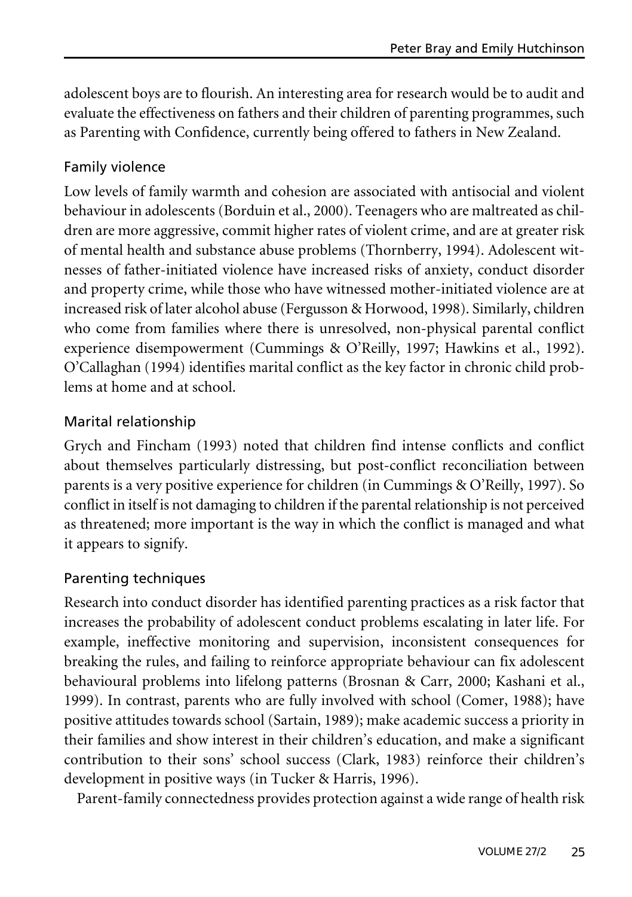adolescent boys are to flourish. An interesting area for research would be to audit and evaluate the effectiveness on fathers and their children of parenting programmes, such as Parenting with Confidence, currently being offered to fathers in New Zealand.

### Family violence

Low levels of family warmth and cohesion are associated with antisocial and violent behaviour in adolescents (Borduin et al., 2000). Teenagers who are maltreated as children are more aggressive, commit higher rates of violent crime, and are at greater risk of mental health and substance abuse problems (Thornberry, 1994). Adolescent witnesses of father-initiated violence have increased risks of anxiety, conduct disorder and property crime, while those who have witnessed mother-initiated violence are at increased risk of later alcohol abuse (Fergusson & Horwood, 1998). Similarly, children who come from families where there is unresolved, non-physical parental conflict experience disempowerment (Cummings & O'Reilly, 1997; Hawkins et al., 1992). O'Callaghan (1994) identifies marital conflict as the key factor in chronic child problems at home and at school.

### Marital relationship

Grych and Fincham (1993) noted that children find intense conflicts and conflict about themselves particularly distressing, but post-conflict reconciliation between parents is a very positive experience for children (in Cummings & O'Reilly, 1997). So conflict in itself is not damaging to children if the parental relationship is not perceived as threatened; more important is the way in which the conflict is managed and what it appears to signify.

### Parenting techniques

Research into conduct disorder has identified parenting practices as a risk factor that increases the probability of adolescent conduct problems escalating in later life. For example, ineffective monitoring and supervision, inconsistent consequences for breaking the rules, and failing to reinforce appropriate behaviour can fix adolescent behavioural problems into lifelong patterns (Brosnan & Carr, 2000; Kashani et al., 1999). In contrast, parents who are fully involved with school (Comer, 1988); have positive attitudes towards school (Sartain, 1989); make academic success a priority in their families and show interest in their children's education, and make a significant contribution to their sons' school success (Clark, 1983) reinforce their children's development in positive ways (in Tucker & Harris, 1996).

Parent-family connectedness provides protection against a wide range of health risk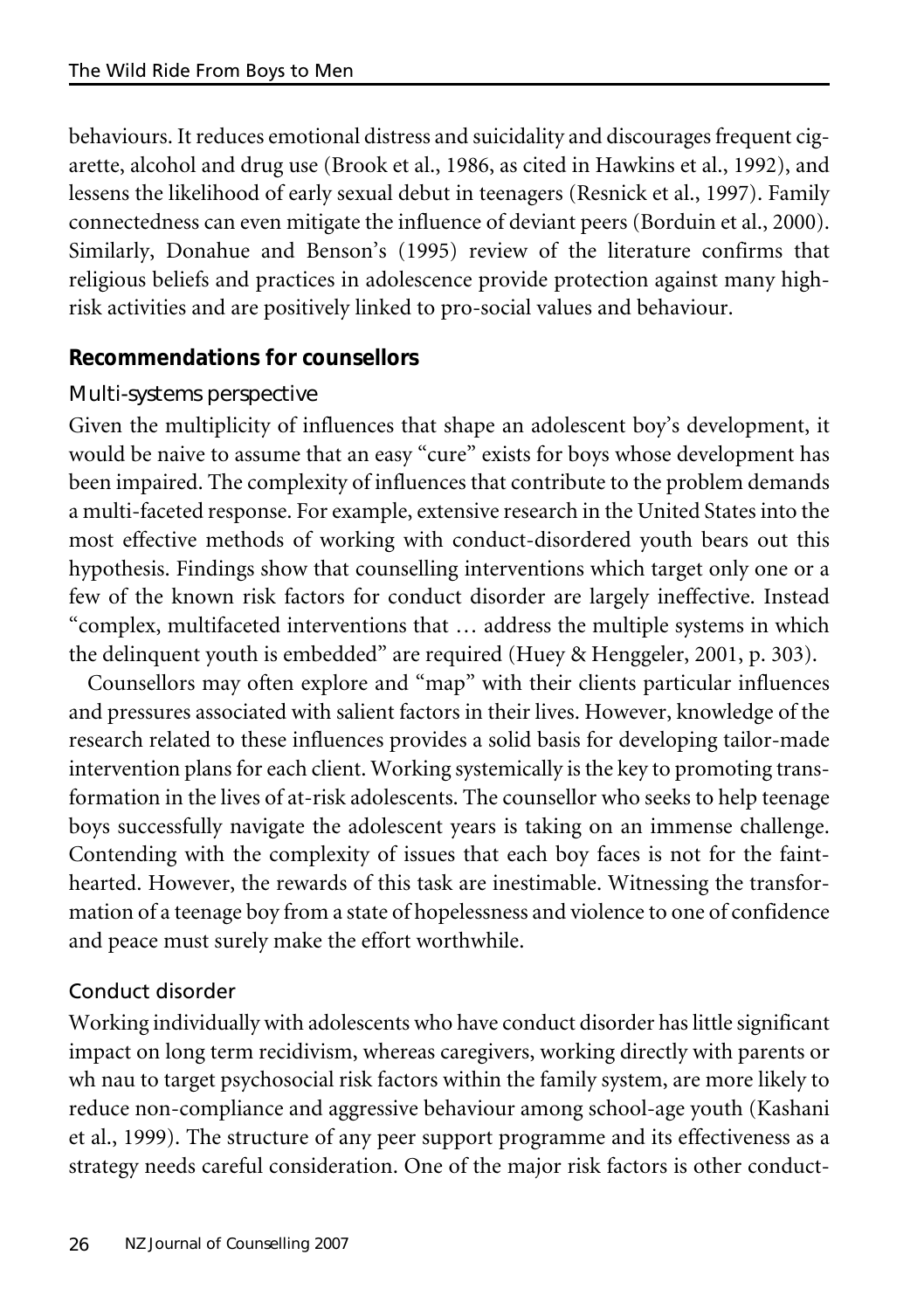behaviours. It reduces emotional distress and suicidality and discourages frequent cigarette, alcohol and drug use (Brook et al., 1986, as cited in Hawkins et al., 1992), and lessens the likelihood of early sexual debut in teenagers (Resnick et al., 1997). Family connectedness can even mitigate the influence of deviant peers (Borduin et al., 2000). Similarly, Donahue and Benson's (1995) review of the literature confirms that religious beliefs and practices in adolescence provide protection against many high-risk activities and are positively linked to pro-social values and behaviour.

## Recommendations for counsellors

### Multi-systems perspective

Given the multiplicity of influences that shape an adolescent boy's development, it would be naive to assume that an easy "cure" exists for boys whose development has been impaired. The complexity of influences that contribute to the problem demands a multi-faceted response. For example, extensive research in the United States into the most effective methods of working with conduct-disordered youth bears out this hypothesis. Findings show that counselling interventions which target only one or a few of the known risk factors for conduct disorder are largely ineffective. Instead "complex, multifaceted interventions that … address the multiple systems in which the delinquent youth is embedded" are required (Huey & Henggeler, 2001, p. 303).

Counsellors may often explore and "map" with their clients particular influences and pressures associated with salient factors in their lives. However, knowledge of the research related to these influences provides a solid basis for developing tailor-made intervention plans for each client. Working systemically is the key to promoting transformation in the lives of at-risk adolescents. The counsellor who seeks to help teenage boys successfully navigate the adolescent years is taking on an immense challenge. Contending with the complexity of issues that each boy faces is not for the faint-hearted. However, the rewards of this task are inestimable. Witnessing the transformation of a teenage boy from a state of hopelessness and violence to one of confidence and peace must surely make the effort worthwhile.

### Conduct disorder

Working individually with adolescents who have conduct disorder has little significant impact on long term recidivism, whereas caregivers, working directly with parents or wh nau to target psychosocial risk factors within the family system, are more likely to reduce non-compliance and aggressive behaviour among school-age youth (Kashani et al., 1999). The structure of any peer support programme and its effectiveness as a strategy needs careful consideration. One of the major risk factors is other conduct-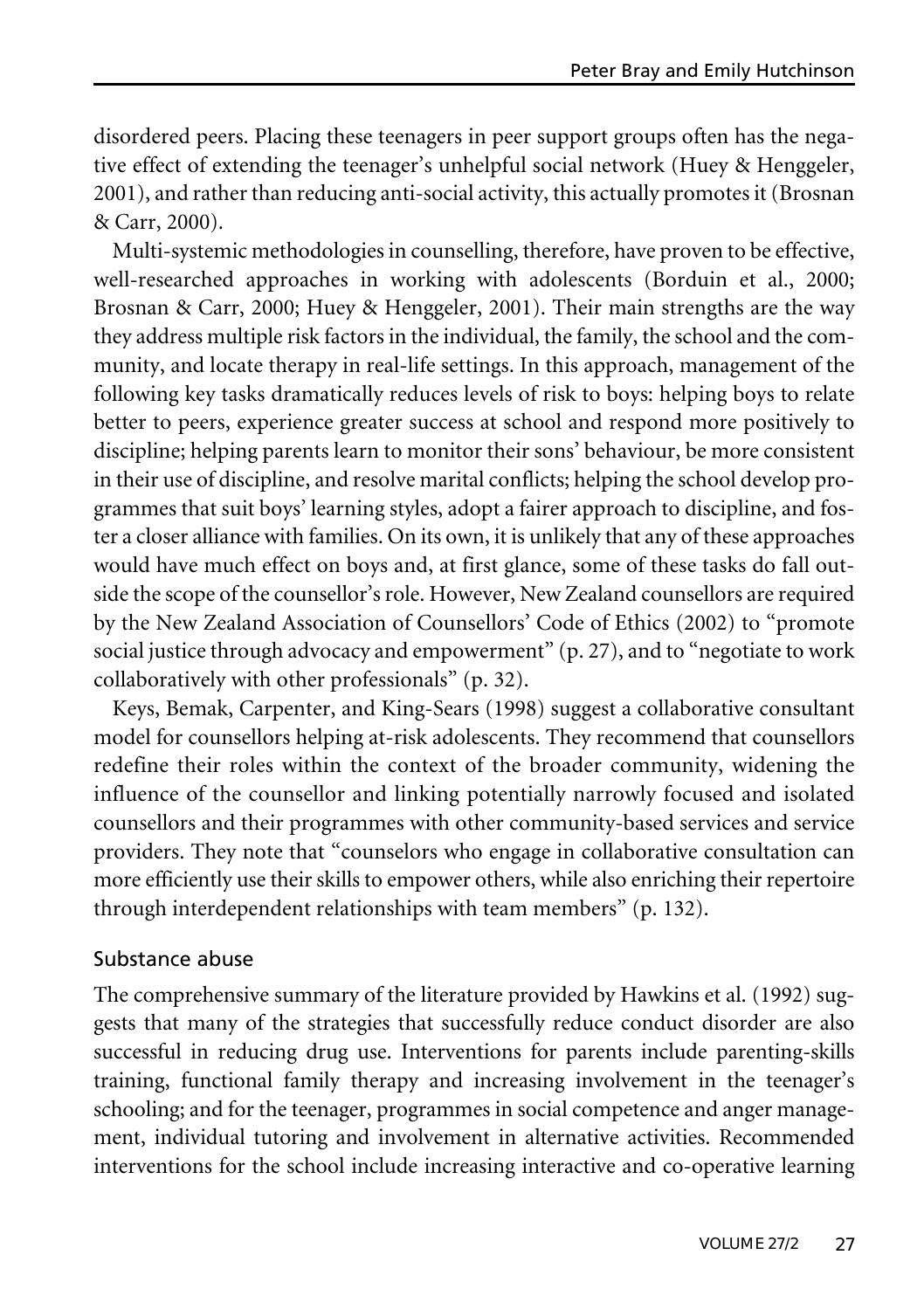disordered peers. Placing these teenagers in peer support groups often has the negative effect of extending the teenager's unhelpful social network (Huey & Henggeler, 2001), and rather than reducing anti-social activity, this actually promotes it (Brosnan & Carr, 2000).

Multi-systemic methodologies in counselling, therefore, have proven to be effective, well-researched approaches in working with adolescents (Borduin et al., 2000; Brosnan & Carr, 2000; Huey & Henggeler, 2001). Their main strengths are the way they address multiple risk factors in the individual, the family, the school and the community, and locate therapy in real-life settings. In this approach, management of the following key tasks dramatically reduces levels of risk to boys: helping boys to relate better to peers, experience greater success at school and respond more positively to discipline; helping parents learn to monitor their sons' behaviour, be more consistent in their use of discipline, and resolve marital conflicts; helping the school develop programmes that suit boys' learning styles, adopt a fairer approach to discipline, and foster a closer alliance with families. On its own, it is unlikely that any of these approaches would have much effect on boys and, at first glance, some of these tasks do fall outside the scope of the counsellor's role. However, New Zealand counsellors are required by the New Zealand Association of Counsellors' Code of Ethics (2002) to "promote social justice through advocacy and empowerment" (p. 27), and to "negotiate to work collaboratively with other professionals" (p. 32).

Keys, Bemak, Carpenter, and King-Sears (1998) suggest a collaborative consultant model for counsellors helping at-risk adolescents. They recommend that counsellors redefine their roles within the context of the broader community, widening the influence of the counsellor and linking potentially narrowly focused and isolated counsellors and their programmes with other community-based services and service providers. They note that "counselors who engage in collaborative consultation can more efficiently use their skills to empower others, while also enriching their repertoire through interdependent relationships with team members" (p. 132).

## Substance abuse

The comprehensive summary of the literature provided by Hawkins et al. (1992) suggests that many of the strategies that successfully reduce conduct disorder are also successful in reducing drug use. Interventions for parents include parenting-skills training, functional family therapy and increasing involvement in the teenager's schooling; and for the teenager, programmes in social competence and anger management, individual tutoring and involvement in alternative activities. Recommended interventions for the school include increasing interactive and co-operative learning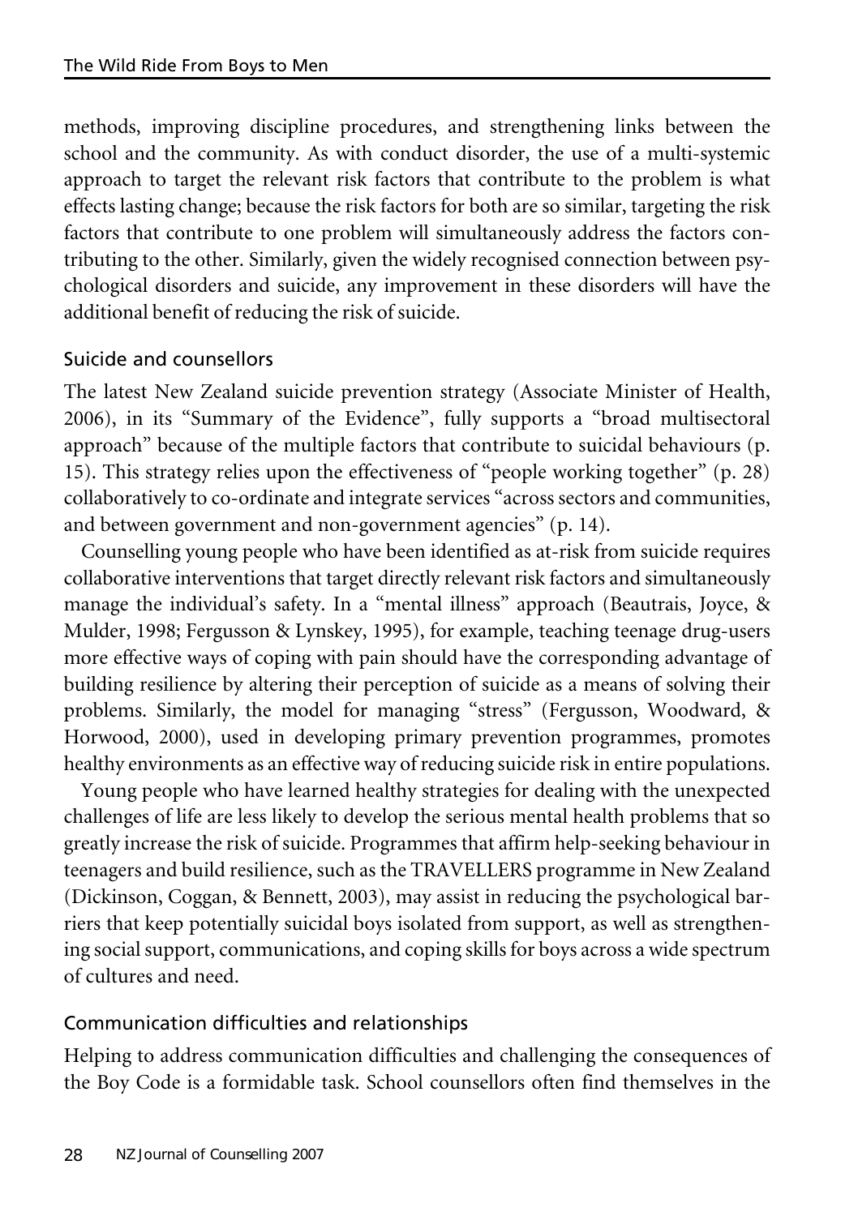methods, improving discipline procedures, and strengthening links between the school and the community. As with conduct disorder, the use of a multi-systemic approach to target the relevant risk factors that contribute to the problem is what effects lasting change; because the risk factors for both are so similar, targeting the risk factors that contribute to one problem will simultaneously address the factors contributing to the other. Similarly, given the widely recognised connection between psychological disorders and suicide, any improvement in these disorders will have the additional benefit of reducing the risk of suicide.

### Suicide and counsellors

The latest New Zealand suicide prevention strategy (Associate Minister of Health, 2006), in its "Summary of the Evidence", fully supports a "broad multisectoral approach" because of the multiple factors that contribute to suicidal behaviours (p. 15). This strategy relies upon the effectiveness of "people working together" (p. 28) collaboratively to co-ordinate and integrate services "across sectors and communities, and between government and non-government agencies" (p. 14).

Counselling young people who have been identified as at-risk from suicide requires collaborative interventions that target directly relevant risk factors and simultaneously manage the individual's safety. In a "mental illness" approach (Beautrais, Joyce, & Mulder, 1998; Fergusson & Lynskey, 1995), for example, teaching teenage drug-users more effective ways of coping with pain should have the corresponding advantage of building resilience by altering their perception of suicide as a means of solving their problems. Similarly, the model for managing "stress" (Fergusson, Woodward, & Horwood, 2000), used in developing primary prevention programmes, promotes healthy environments as an effective way of reducing suicide risk in entire populations.

Young people who have learned healthy strategies for dealing with the unexpected challenges of life are less likely to develop the serious mental health problems that so greatly increase the risk of suicide. Programmes that affirm help-seeking behaviour in teenagers and build resilience, such as the TRAVELLERS programme in New Zealand (Dickinson, Coggan, & Bennett, 2003), may assist in reducing the psychological barriers that keep potentially suicidal boys isolated from support, as well as strengthening social support, communications, and coping skills for boys across a wide spectrum of cultures and need.

### Communication difficulties and relationships

Helping to address communication difficulties and challenging the consequences of the Boy Code is a formidable task. School counsellors often find themselves in the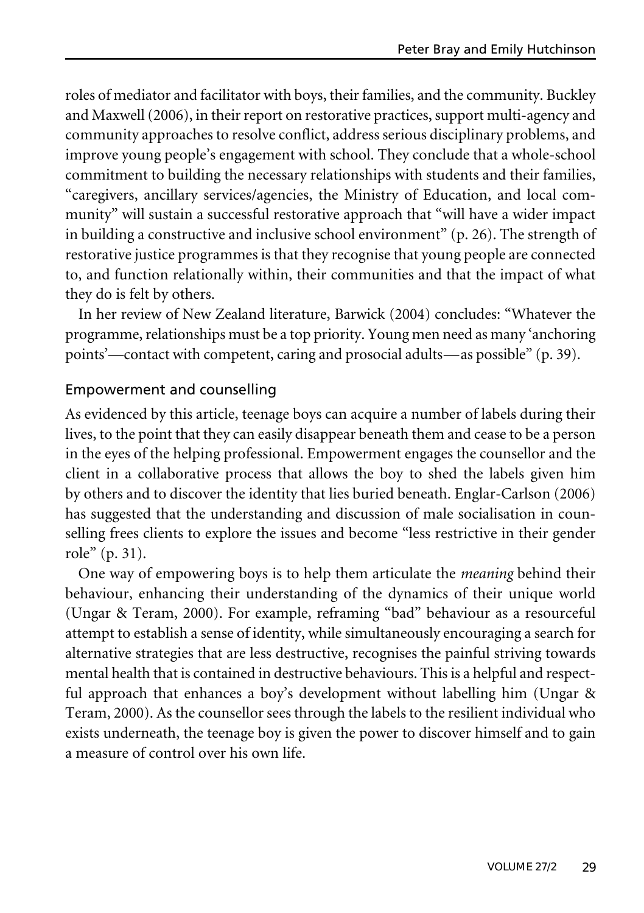roles of mediator and facilitator with boys, their families, and the community. Buckley and Maxwell (2006), in their report on restorative practices, support multi-agency and community approaches to resolve conflict, address serious disciplinary problems, and improve young people's engagement with school. They conclude that a whole-school commitment to building the necessary relationships with students and their families, "caregivers, ancillary services/agencies, the Ministry of Education, and local community" will sustain a successful restorative approach that "will have a wider impact in building a constructive and inclusive school environment" (p. 26). The strength of restorative justice programmes is that they recognise that young people are connected to, and function relationally within, their communities and that the impact of what they do is felt by others.

In her review of New Zealand literature, Barwick (2004) concludes: "Whatever the programme, relationships must be a top priority. Young men need as many 'anchoring points'—contact with competent, caring and prosocial adults—as possible" (p. 39).

## Empowerment and counselling

As evidenced by this article, teenage boys can acquire a number of labels during their lives, to the point that they can easily disappear beneath them and cease to be a person in the eyes of the helping professional. Empowerment engages the counsellor and the client in a collaborative process that allows the boy to shed the labels given him by others and to discover the identity that lies buried beneath. Englar-Carlson (2006) has suggested that the understanding and discussion of male socialisation in counselling frees clients to explore the issues and become "less restrictive in their gender role" (p. 31).

One way of empowering boys is to help them articulate the *meaning* behind their behaviour, enhancing their understanding of the dynamics of their unique world (Ungar & Teram, 2000). For example, reframing "bad" behaviour as a resourceful attempt to establish a sense of identity, while simultaneously encouraging a search for alternative strategies that are less destructive, recognises the painful striving towards mental health that is contained in destructive behaviours. This is a helpful and respectful approach that enhances a boy's development without labelling him (Ungar & Teram, 2000). As the counsellor sees through the labels to the resilient individual who exists underneath, the teenage boy is given the power to discover himself and to gain a measure of control over his own life.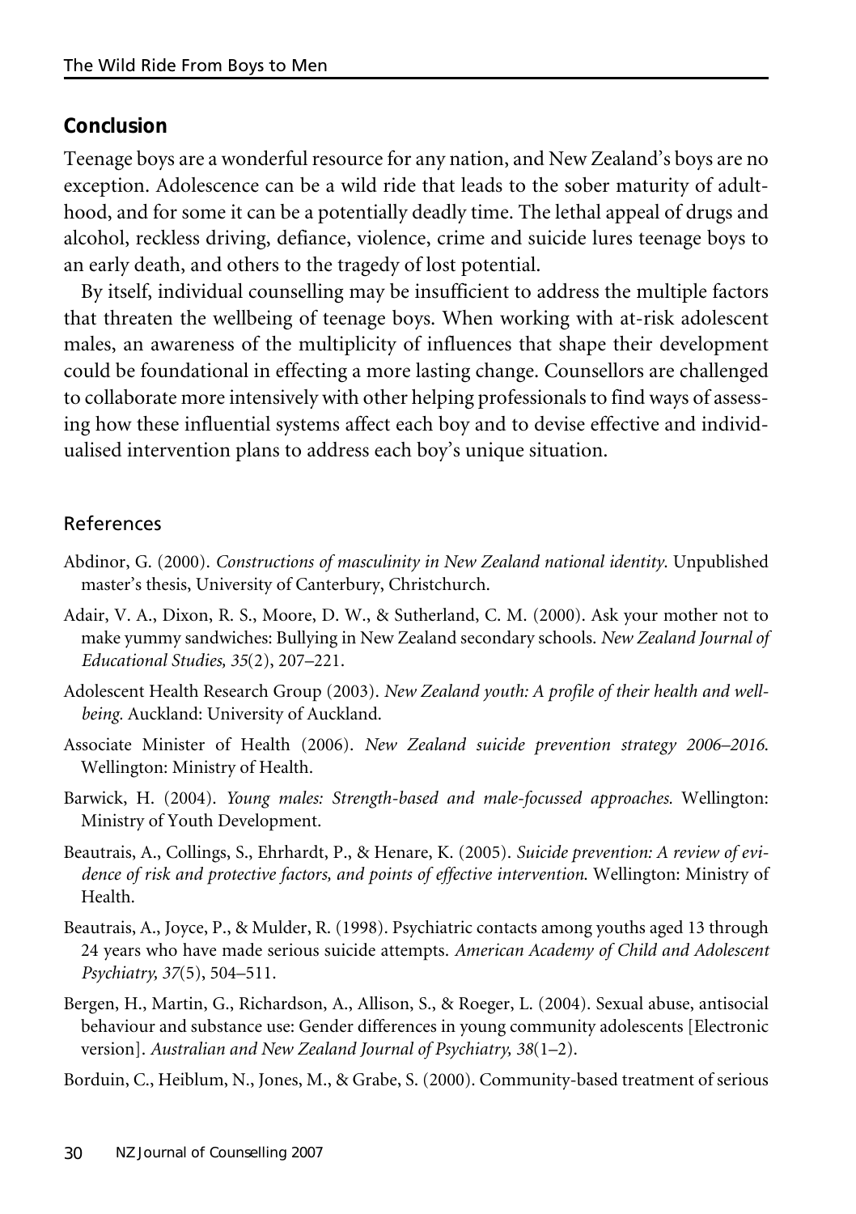## Conclusion

Teenage boys are a wonderful resource for any nation, and New Zealand's boys are no exception. Adolescence can be a wild ride that leads to the sober maturity of adulthood, and for some it can be a potentially deadly time. The lethal appeal of drugs and alcohol, reckless driving, defiance, violence, crime and suicide lures teenage boys to an early death, and others to the tragedy of lost potential.

By itself, individual counselling may be insufficient to address the multiple factors that threaten the wellbeing of teenage boys. When working with at-risk adolescent males, an awareness of the multiplicity of influences that shape their development could be foundational in effecting a more lasting change. Counsellors are challenged to collaborate more intensively with other helping professionals to find ways of assessing how these influential systems affect each boy and to devise effective and individualised intervention plans to address each boy's unique situation.

### References

Abdinor, G. (2000). *Constructions of masculinity in New Zealand national identity.* Unpublished master's thesis, University of Canterbury, Christchurch.

Adair, V. A., Dixon, R. S., Moore, D. W., & Sutherland, C. M. (2000). Ask your mother not to make yummy sandwiches: Bullying in New Zealand secondary schools. *New Zealand Journal of Educational Studies, 35*(2), 207–221.

Adolescent Health Research Group (2003). *New Zealand youth: A profile of their health and wellbeing.* Auckland: University of Auckland.

Associate Minister of Health (2006). *New Zealand suicide prevention strategy 2006–2016.* Wellington: Ministry of Health.

Barwick, H. (2004). *Young males: Strength-based and male-focussed approaches.* Wellington: Ministry of Youth Development.

Beautrais, A., Collings, S., Ehrhardt, P., & Henare, K. (2005). *Suicide prevention: A review of evidence of risk and protective factors, and points of effective intervention.* Wellington: Ministry of Health.

Beautrais, A., Joyce, P., & Mulder, R. (1998). Psychiatric contacts among youths aged 13 through 24 years who have made serious suicide attempts. *American Academy of Child and Adolescent Psychiatry, 37*(5), 504–511.

Bergen, H., Martin, G., Richardson, A., Allison, S., & Roeger, L. (2004). Sexual abuse, antisocial behaviour and substance use: Gender differences in young community adolescents [Electronic version]. *Australian and New Zealand Journal of Psychiatry, 38*(1–2).

Borduin, C., Heiblum, N., Jones, M., & Grabe, S. (2000). Community-based treatment of serious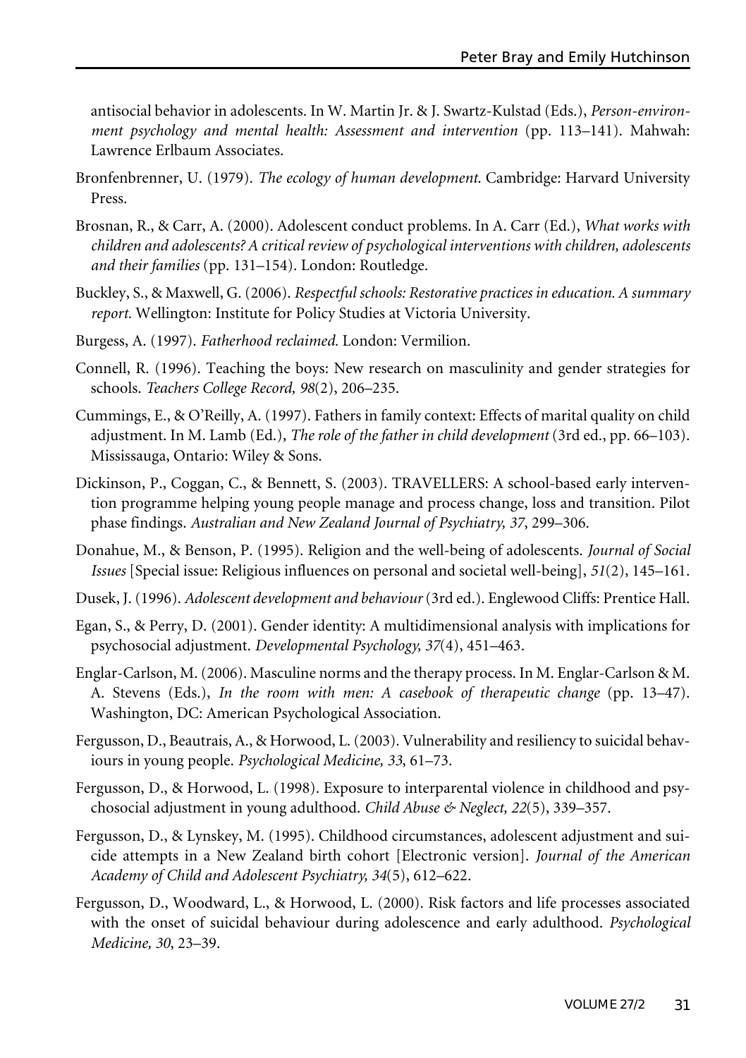antisocial behavior in adolescents. In W. Martin Jr. & J. Swartz-Kulstad (Eds.), *Person-environment psychology and mental health: Assessment and intervention* (pp. 113–141). Mahwah: Lawrence Erlbaum Associates.

Bronfenbrenner, U. (1979). *The ecology of human development*. Cambridge: Harvard University Press.

Brosnan, R., & Carr, A. (2000). Adolescent conduct problems. In A. Carr (Ed.), *What works with children and adolescents? A critical review of psychological interventions with children, adolescents and their families* (pp. 131–154). London: Routledge.

Buckley, S., & Maxwell, G. (2006). *Respectful schools: Restorative practices in education. A summary report.* Wellington: Institute for Policy Studies at Victoria University.

Burgess, A. (1997). *Fatherhood reclaimed.* London: Vermilion.

Connell, R. (1996). Teaching the boys: New research on masculinity and gender strategies for schools. *Teachers College Record, 98*(2), 206–235.

Cummings, E., & O'Reilly, A. (1997). Fathers in family context: Effects of marital quality on child adjustment. In M. Lamb (Ed.), *The role of the father in child development* (3rd ed., pp. 66–103). Mississauga, Ontario: Wiley & Sons.

Dickinson, P., Coggan, C., & Bennett, S. (2003). TRAVELLERS: A school-based early intervention programme helping young people manage and process change, loss and transition. Pilot phase findings. *Australian and New Zealand Journal of Psychiatry, 37*, 299–306.

Donahue, M., & Benson, P. (1995). Religion and the well-being of adolescents. *Journal of Social Issues* [Special issue: Religious influences on personal and societal well-being], *51*(2), 145–161.

Dusek, J. (1996). *Adolescent development and behaviour* (3rd ed.). Englewood Cliffs: Prentice Hall.

Egan, S., & Perry, D. (2001). Gender identity: A multidimensional analysis with implications for psychosocial adjustment. *Developmental Psychology, 37*(4), 451–463.

Englar-Carlson, M. (2006). Masculine norms and the therapy process. In M. Englar-Carlson & M. A. Stevens (Eds.), *In the room with men: A casebook of therapeutic change* (pp. 13–47). Washington, DC: American Psychological Association.

Fergusson, D., Beautrais, A., & Horwood, L. (2003). Vulnerability and resiliency to suicidal behaviours in young people. *Psychological Medicine, 33*, 61–73.

Fergusson, D., & Horwood, L. (1998). Exposure to interparental violence in childhood and psychosocial adjustment in young adulthood. *Child Abuse & Neglect, 22*(5), 339–357.

Fergusson, D., & Lynskey, M. (1995). Childhood circumstances, adolescent adjustment and suicide attempts in a New Zealand birth cohort [Electronic version]. *Journal of the American Academy of Child and Adolescent Psychiatry, 34*(5), 612–622.

Fergusson, D., Woodward, L., & Horwood, L. (2000). Risk factors and life processes associated with the onset of suicidal behaviour during adolescence and early adulthood. *Psychological Medicine, 30*, 23–39.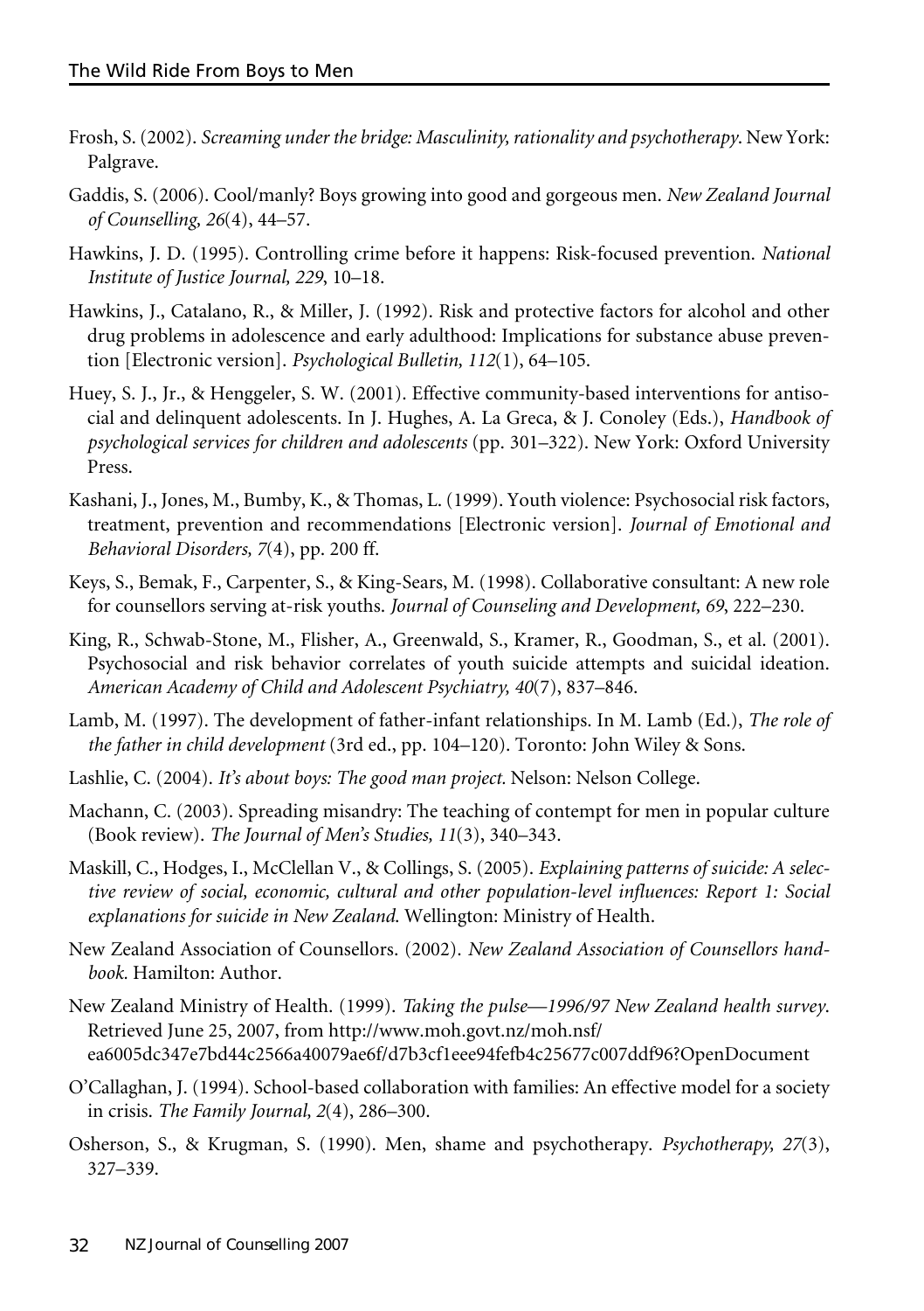Frosh, S. (2002). *Screaming under the bridge: Masculinity, rationality and psychotherapy*. New York: Palgrave.

Gaddis, S. (2006). Cool/manly? Boys growing into good and gorgeous men. *New Zealand Journal of Counselling, 26*(4), 44–57.

Hawkins, J. D. (1995). Controlling crime before it happens: Risk-focused prevention. *National Institute of Justice Journal, 229*, 10–18.

Hawkins, J., Catalano, R., & Miller, J. (1992). Risk and protective factors for alcohol and other drug problems in adolescence and early adulthood: Implications for substance abuse prevention [Electronic version]. *Psychological Bulletin, 112*(1), 64–105.

Huey, S. J., Jr., & Henggeler, S. W. (2001). Effective community-based interventions for antisocial and delinquent adolescents. In J. Hughes, A. La Greca, & J. Conoley (Eds.), *Handbook of psychological services for children and adolescents* (pp. 301–322). New York: Oxford University Press.

Kashani, J., Jones, M., Bumby, K., & Thomas, L. (1999). Youth violence: Psychosocial risk factors, treatment, prevention and recommendations [Electronic version]. *Journal of Emotional and Behavioral Disorders, 7*(4), pp. 200 ff.

Keys, S., Bemak, F., Carpenter, S., & King-Sears, M. (1998). Collaborative consultant: A new role for counsellors serving at-risk youths. *Journal of Counseling and Development, 69*, 222–230.

King, R., Schwab-Stone, M., Flisher, A., Greenwald, S., Kramer, R., Goodman, S., et al. (2001). Psychosocial and risk behavior correlates of youth suicide attempts and suicidal ideation. *American Academy of Child and Adolescent Psychiatry, 40*(7), 837–846.

Lamb, M. (1997). The development of father-infant relationships. In M. Lamb (Ed.), *The role of the father in child development* (3rd ed., pp. 104–120). Toronto: John Wiley & Sons.

Lashlie, C. (2004). *It's about boys: The good man project.* Nelson: Nelson College.

Machann, C. (2003). Spreading misandry: The teaching of contempt for men in popular culture (Book review). *The Journal of Men's Studies, 11*(3), 340–343.

Maskill, C., Hodges, I., McClellan V., & Collings, S. (2005). *Explaining patterns of suicide: A selective review of social, economic, cultural and other population-level influences: Report 1: Social explanations for suicide in New Zealand*. Wellington: Ministry of Health.

New Zealand Association of Counsellors. (2002). *New Zealand Association of Counsellors handbook.* Hamilton: Author.

New Zealand Ministry of Health. (1999). *Taking the pulse—1996/97 New Zealand health survey*. Retrieved June 25, 2007, from http://www.moh.govt.nz/moh.nsf/ea6005dc347e7bd44c2566a40079ae6f/d7b3cf1eee94fefb4c25677c007ddf96?OpenDocument

O'Callaghan, J. (1994). School-based collaboration with families: An effective model for a society in crisis. *The Family Journal, 2*(4), 286–300.

Osherson, S., & Krugman, S. (1990). Men, shame and psychotherapy. *Psychotherapy, 27*(3), 327–339.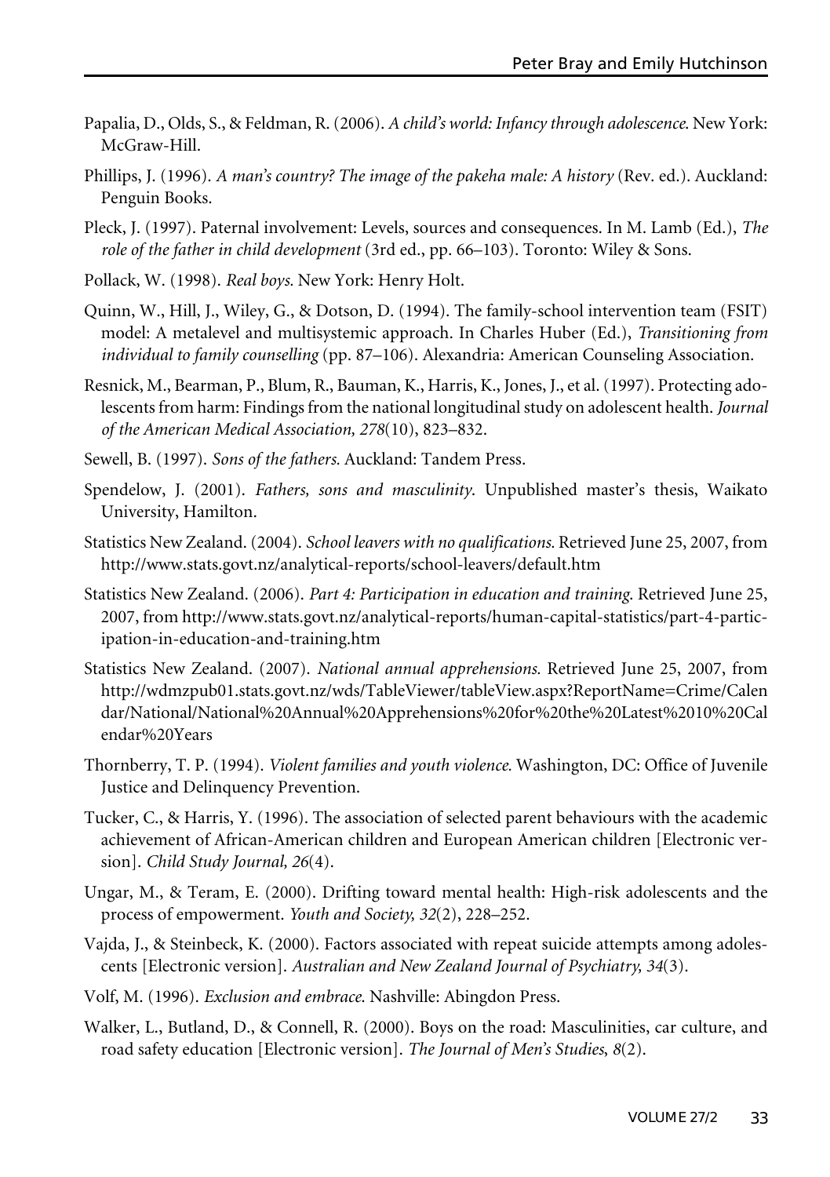Papalia, D., Olds, S., & Feldman, R. (2006). *A child's world: Infancy through adolescence.* New York: McGraw-Hill.

Phillips, J. (1996). *A man's country? The image of the pakeha male: A history* (Rev. ed.). Auckland: Penguin Books.

Pleck, J. (1997). Paternal involvement: Levels, sources and consequences. In M. Lamb (Ed.), *The role of the father in child development* (3rd ed., pp. 66–103). Toronto: Wiley & Sons.

Pollack, W. (1998). *Real boys.* New York: Henry Holt.

Quinn, W., Hill, J., Wiley, G., & Dotson, D. (1994). The family-school intervention team (FSIT) model: A metalevel and multisystemic approach. In Charles Huber (Ed.), *Transitioning from individual to family counselling* (pp. 87–106). Alexandria: American Counseling Association.

Resnick, M., Bearman, P., Blum, R., Bauman, K., Harris, K., Jones, J., et al. (1997). Protecting adolescents from harm: Findings from the national longitudinal study on adolescent health. *Journal of the American Medical Association, 278*(10), 823–832.

Sewell, B. (1997). *Sons of the fathers.* Auckland: Tandem Press.

Spendelow, J. (2001). *Fathers, sons and masculinity.* Unpublished master's thesis, Waikato University, Hamilton.

Statistics New Zealand. (2004). *School leavers with no qualifications.* Retrieved June 25, 2007, from http://www.stats.govt.nz/analytical-reports/school-leavers/default.htm

Statistics New Zealand. (2006). *Part 4: Participation in education and training.* Retrieved June 25, 2007, from http://www.stats.govt.nz/analytical-reports/human-capital-statistics/part-4-participation-in-education-and-training.htm

Statistics New Zealand. (2007). *National annual apprehensions.* Retrieved June 25, 2007, from http://wdmzpub01.stats.govt.nz/wds/TableViewer/tableView.aspx?ReportName=Crime/Calendar/National/National%20Annual%20Apprehensions%20for%20the%20Latest%2010%20Calendar%20Years

Thornberry, T. P. (1994). *Violent families and youth violence.* Washington, DC: Office of Juvenile Justice and Delinquency Prevention.

Tucker, C., & Harris, Y. (1996). The association of selected parent behaviours with the academic achievement of African-American children and European American children [Electronic version]. *Child Study Journal, 26*(4).

Ungar, M., & Teram, E. (2000). Drifting toward mental health: High-risk adolescents and the process of empowerment. *Youth and Society, 32*(2), 228–252.

Vajda, J., & Steinbeck, K. (2000). Factors associated with repeat suicide attempts among adolescents [Electronic version]. *Australian and New Zealand Journal of Psychiatry, 34*(3).

Volf, M. (1996). *Exclusion and embrace.* Nashville: Abingdon Press.

Walker, L., Butland, D., & Connell, R. (2000). Boys on the road: Masculinities, car culture, and road safety education [Electronic version]. *The Journal of Men's Studies, 8*(2).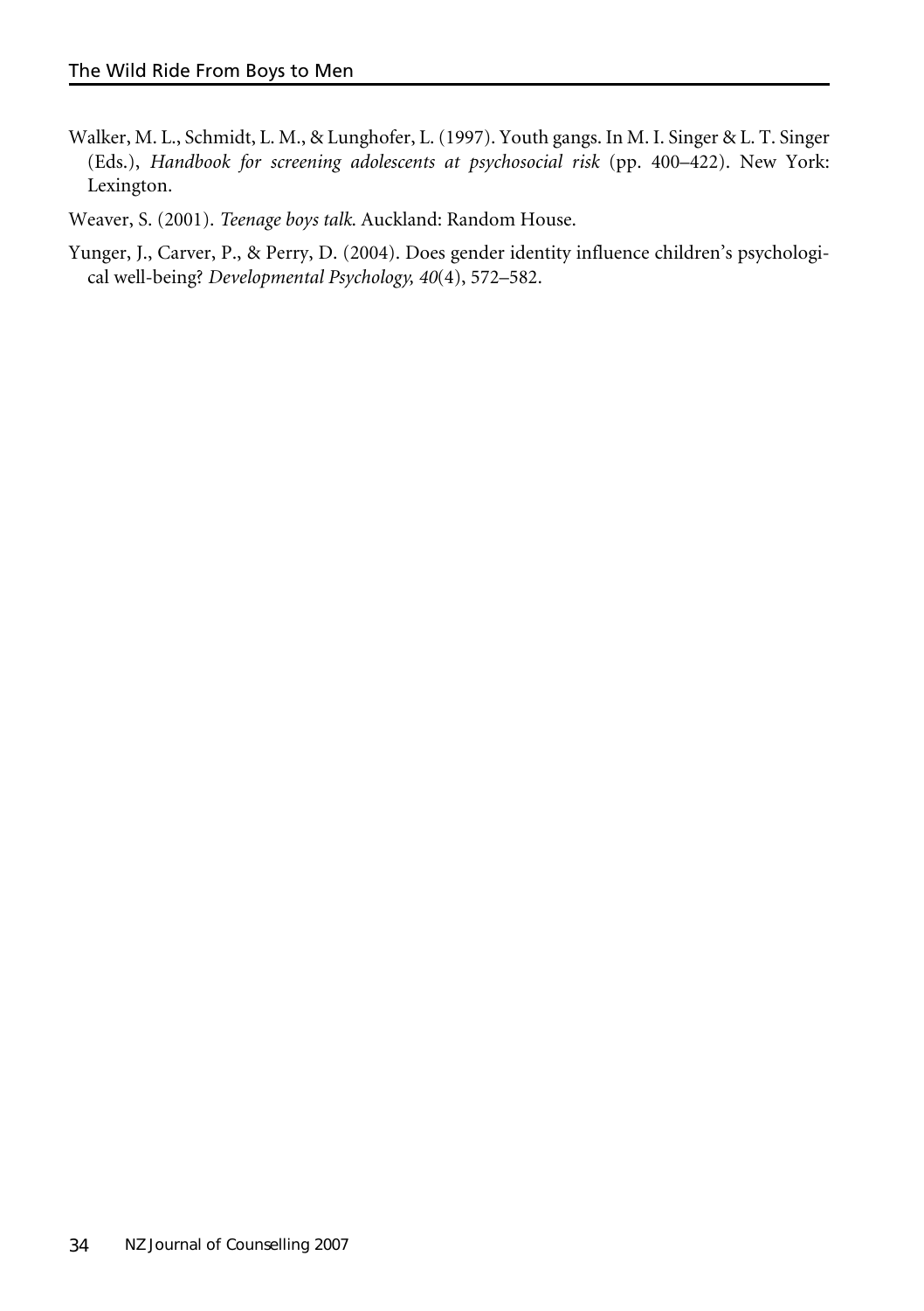Walker, M. L., Schmidt, L. M., & Lunghofer, L. (1997). Youth gangs. In M. I. Singer & L. T. Singer (Eds.), *Handbook for screening adolescents at psychosocial risk* (pp. 400–422). New York: Lexington.

Weaver, S. (2001). *Teenage boys talk*. Auckland: Random House.

Yunger, J., Carver, P., & Perry, D. (2004). Does gender identity influence children's psychological well-being? *Developmental Psychology, 40*(4), 572–582.